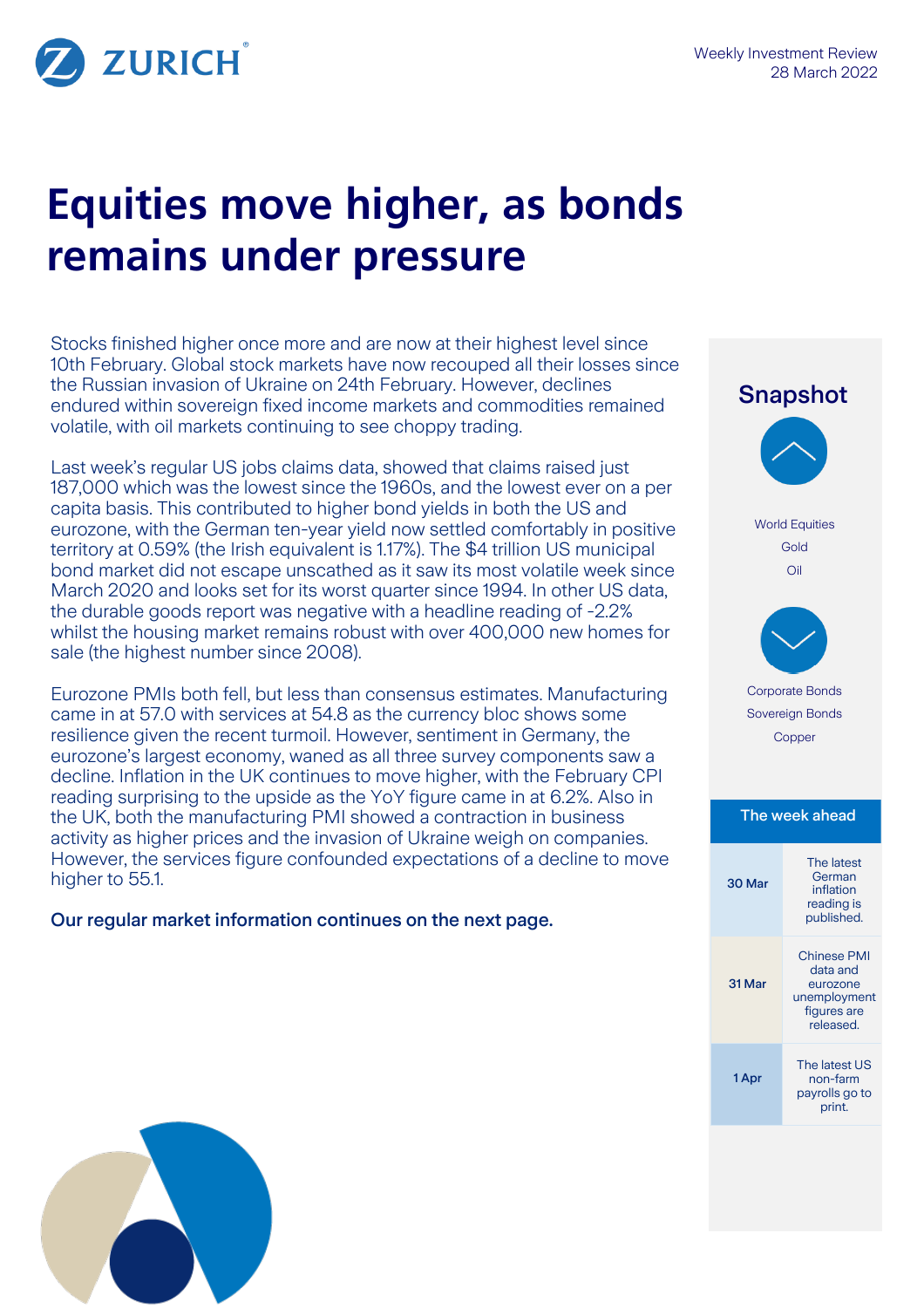Weekly Investment Review
28 March 2022

# Equities move higher, as bonds remains under pressure

Stocks finished higher once more and are now at their highest level since 10th February. Global stock markets have now recouped all their losses since the Russian invasion of Ukraine on 24th February. However, declines endured within sovereign fixed income markets and commodities remained volatile, with oil markets continuing to see choppy trading.

Last week's regular US jobs claims data, showed that claims raised just 187,000 which was the lowest since the 1960s, and the lowest ever on a per capita basis. This contributed to higher bond yields in both the US and eurozone, with the German ten-year yield now settled comfortably in positive territory at 0.59% (the Irish equivalent is 1.17%). The $4 trillion US municipal bond market did not escape unscathed as it saw its most volatile week since March 2020 and looks set for its worst quarter since 1994. In other US data, the durable goods report was negative with a headline reading of -2.2% whilst the housing market remains robust with over 400,000 new homes for sale (the highest number since 2008).

Eurozone PMIs both fell, but less than consensus estimates. Manufacturing came in at 57.0 with services at 54.8 as the currency bloc shows some resilience given the recent turmoil. However, sentiment in Germany, the eurozone's largest economy, waned as all three survey components saw a decline. Inflation in the UK continues to move higher, with the February CPI reading surprising to the upside as the YoY figure came in at 6.2%. Also in the UK, both the manufacturing PMI showed a contraction in business activity as higher prices and the invasion of Ukraine weigh on companies. However, the services figure confounded expectations of a decline to move higher to 55.1.

**Our regular market information continues on the next page.**

## Snapshot

**Up:**
- World Equities
- Gold
- Oil

**Down:**
- Corporate Bonds
- Sovereign Bonds
- Copper

## The week ahead

| Date | Event |
|---|---|
| 30 Mar | The latest German inflation reading is published. |
| 31 Mar | Chinese PMI data and eurozone unemployment figures are released. |
| 1 Apr | The latest US non-farm payrolls go to print. |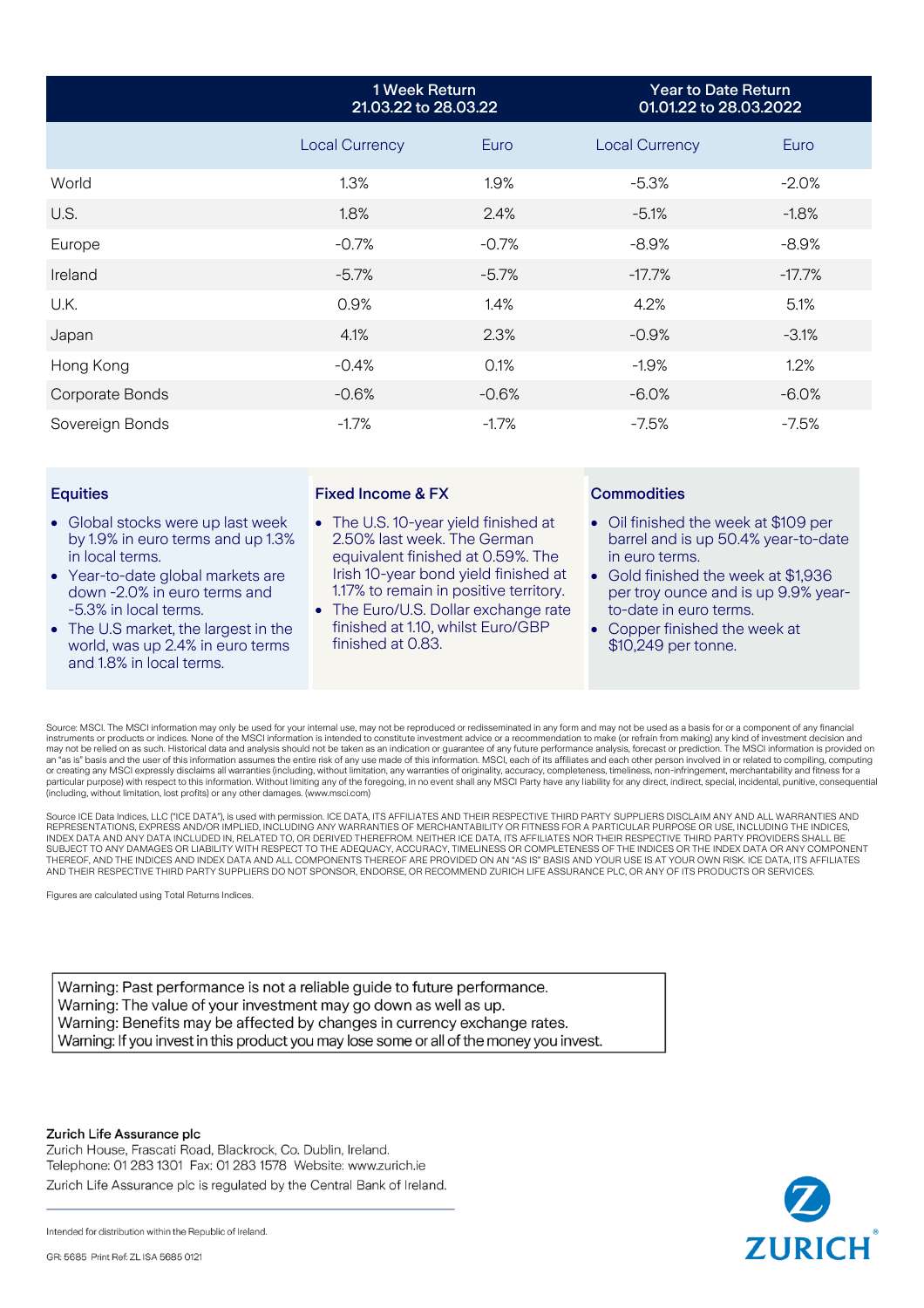| | 1 Week Return 21.03.22 to 28.03.22 | | Year to Date Return 01.01.22 to 28.03.2022 | |
|---|---|---|---|---|
| | Local Currency | Euro | Local Currency | Euro |
| World | 1.3% | 1.9% | -5.3% | -2.0% |
| U.S. | 1.8% | 2.4% | -5.1% | -1.8% |
| Europe | -0.7% | -0.7% | -8.9% | -8.9% |
| Ireland | -5.7% | -5.7% | -17.7% | -17.7% |
| U.K. | 0.9% | 1.4% | 4.2% | 5.1% |
| Japan | 4.1% | 2.3% | -0.9% | -3.1% |
| Hong Kong | -0.4% | 0.1% | -1.9% | 1.2% |
| Corporate Bonds | -0.6% | -0.6% | -6.0% | -6.0% |
| Sovereign Bonds | -1.7% | -1.7% | -7.5% | -7.5% |

### Equities

- Global stocks were up last week by 1.9% in euro terms and up 1.3% in local terms.
- Year-to-date global markets are down -2.0% in euro terms and -5.3% in local terms.
- The U.S market, the largest in the world, was up 2.4% in euro terms and 1.8% in local terms.

### Fixed Income & FX

- The U.S. 10-year yield finished at 2.50% last week. The German equivalent finished at 0.59%. The Irish 10-year bond yield finished at 1.17% to remain in positive territory.
- The Euro/U.S. Dollar exchange rate finished at 1.10, whilst Euro/GBP finished at 0.83.

### Commodities

- Oil finished the week at $109 per barrel and is up 50.4% year-to-date in euro terms.
- Gold finished the week at $1,936 per troy ounce and is up 9.9% year-to-date in euro terms.
- Copper finished the week at $10,249 per tonne.

Source: MSCI. The MSCI information may only be used for your internal use, may not be reproduced or redisseminated in any form and may not be used as a basis for or a component of any financial instruments or products or indices. None of the MSCI information is intended to constitute investment advice or a recommendation to make (or refrain from making) any kind of investment decision and may not be relied on as such. Historical data and analysis should not be taken as an indication or guarantee of any future performance analysis, forecast or prediction. The MSCI information is provided on an "as is" basis and the user of this information assumes the entire risk of any use made of this information. MSCI, each of its affiliates and each other person involved in or related to compiling, computing or creating any MSCI expressly disclaims all warranties (including, without limitation, any warranties of originality, accuracy, completeness, timeliness, non-infringement, merchantability and fitness for a particular purpose) with respect to this information. Without limiting any of the foregoing, in no event shall any MSCI Party have any liability for any direct, indirect, special, incidental, punitive, consequential (including, without limitation, lost profits) or any other damages. (www.msci.com)

Source ICE Data Indices, LLC ("ICE DATA"), is used with permission. ICE DATA, ITS AFFILIATES AND THEIR RESPECTIVE THIRD PARTY SUPPLIERS DISCLAIM ANY AND ALL WARRANTIES AND REPRESENTATIONS, EXPRESS AND/OR IMPLIED, INCLUDING ANY WARRANTIES OF MERCHANTABILITY OR FITNESS FOR A PARTICULAR PURPOSE OR USE, INCLUDING THE INDICES, INDEX DATA AND ANY DATA INCLUDED IN, RELATED TO, OR DERIVED THEREFROM. NEITHER ICE DATA, ITS AFFILIATES NOR THEIR RESPECTIVE THIRD PARTY PROVIDERS SHALL BE SUBJECT TO ANY DAMAGES OR LIABILITY WITH RESPECT TO THE ADEQUACY, ACCURACY, TIMELINESS OR COMPLETENESS OF THE INDICES OR THE INDEX DATA OR ANY COMPONENT THEREOF, AND THE INDICES AND INDEX DATA AND ALL COMPONENTS THEREOF ARE PROVIDED ON AN "AS IS" BASIS AND YOUR USE IS AT YOUR OWN RISK. ICE DATA, ITS AFFILIATES AND THEIR RESPECTIVE THIRD PARTY SUPPLIERS DO NOT SPONSOR, ENDORSE, OR RECOMMEND ZURICH LIFE ASSURANCE PLC, OR ANY OF ITS PRODUCTS OR SERVICES.

Figures are calculated using Total Returns Indices.

> Warning: Past performance is not a reliable guide to future performance.
> Warning: The value of your investment may go down as well as up.
> Warning: Benefits may be affected by changes in currency exchange rates.
> Warning: If you invest in this product you may lose some or all of the money you invest.

**Zurich Life Assurance plc**
Zurich House, Frascati Road, Blackrock, Co. Dublin, Ireland.
Telephone: 01 283 1301 Fax: 01 283 1578 Website: www.zurich.ie
Zurich Life Assurance plc is regulated by the Central Bank of Ireland.

Intended for distribution within the Republic of Ireland.

GR: 5685 Print Ref: ZL ISA 5685 0121

ZURICH